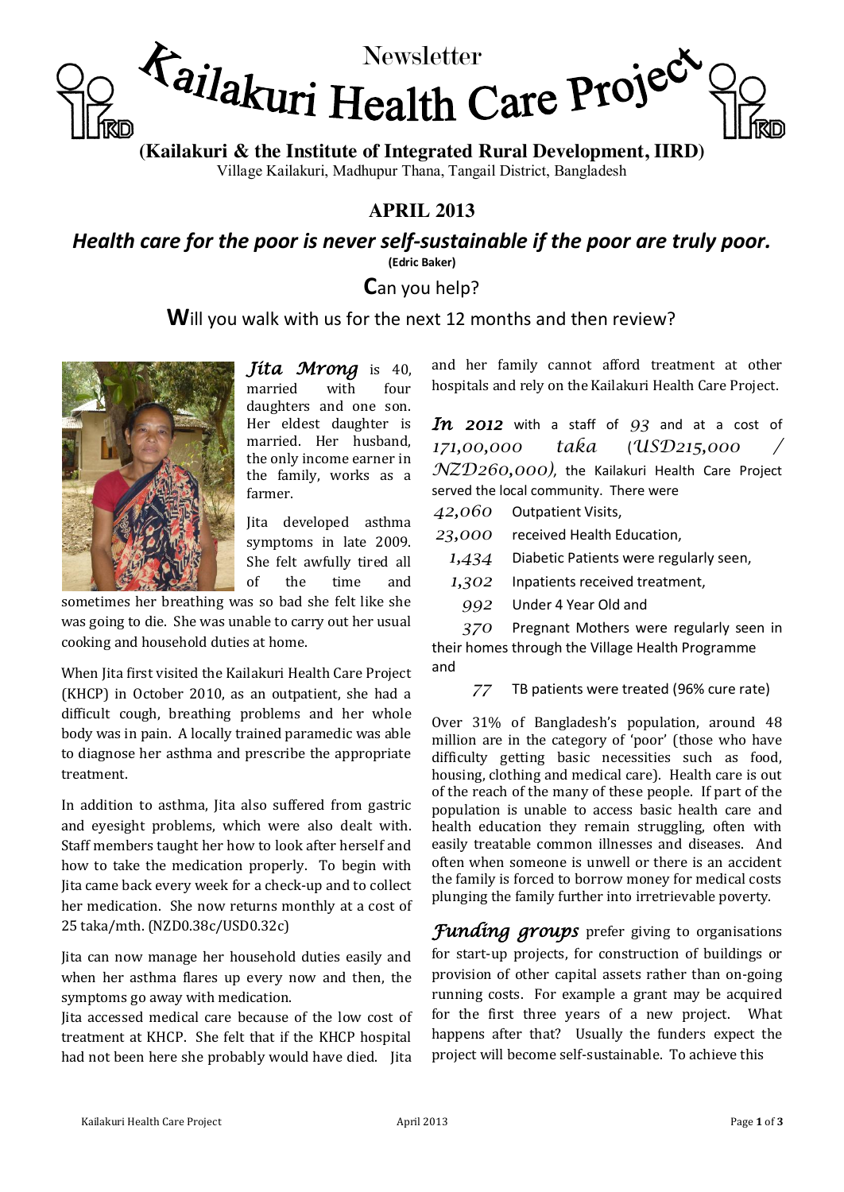# Newsletter
# Kailakuri Health Care Project

**(Kailakuri & the Institute of Integrated Rural Development, IIRD)**
Village Kailakuri, Madhupur Thana, Tangail District, Bangladesh

## APRIL 2013

## *Health care for the poor is never self-sustainable if the poor are truly poor.*

**(Edric Baker)**

### Can you help?

### Will you walk with us for the next 12 months and then review?

***Jita Mrong*** is 40, married with four daughters and one son. Her eldest daughter is married. Her husband, the only income earner in the family, works as a farmer.

Jita developed asthma symptoms in late 2009. She felt awfully tired all of the time and sometimes her breathing was so bad she felt like she was going to die. She was unable to carry out her usual cooking and household duties at home.

When Jita first visited the Kailakuri Health Care Project (KHCP) in October 2010, as an outpatient, she had a difficult cough, breathing problems and her whole body was in pain. A locally trained paramedic was able to diagnose her asthma and prescribe the appropriate treatment.

In addition to asthma, Jita also suffered from gastric and eyesight problems, which were also dealt with. Staff members taught her how to look after herself and how to take the medication properly. To begin with Jita came back every week for a check-up and to collect her medication. She now returns monthly at a cost of 25 taka/mth. (NZD0.38c/USD0.32c)

Jita can now manage her household duties easily and when her asthma flares up every now and then, the symptoms go away with medication.

Jita accessed medical care because of the low cost of treatment at KHCP. She felt that if the KHCP hospital had not been here she probably would have died. Jita and her family cannot afford treatment at other hospitals and rely on the Kailakuri Health Care Project.

***In 2012*** with a staff of *93* and at a cost of *171,00,000 taka (USD215,000 / NZD260,000)*, the Kailakuri Health Care Project served the local community. There were

- *42,060* Outpatient Visits,
- *23,000* received Health Education,
- *1,434* Diabetic Patients were regularly seen,
- *1,302* Inpatients received treatment,
- *992* Under 4 Year Old and
- *370* Pregnant Mothers were regularly seen in their homes through the Village Health Programme and
- *77* TB patients were treated (96% cure rate)

Over 31% of Bangladesh's population, around 48 million are in the category of 'poor' (those who have difficulty getting basic necessities such as food, housing, clothing and medical care). Health care is out of the reach of the many of these people. If part of the population is unable to access basic health care and health education they remain struggling, often with easily treatable common illnesses and diseases. And often when someone is unwell or there is an accident the family is forced to borrow money for medical costs plunging the family further into irretrievable poverty.

***Funding groups*** prefer giving to organisations for start-up projects, for construction of buildings or provision of other capital assets rather than on-going running costs. For example a grant may be acquired for the first three years of a new project. What happens after that? Usually the funders expect the project will become self-sustainable. To achieve this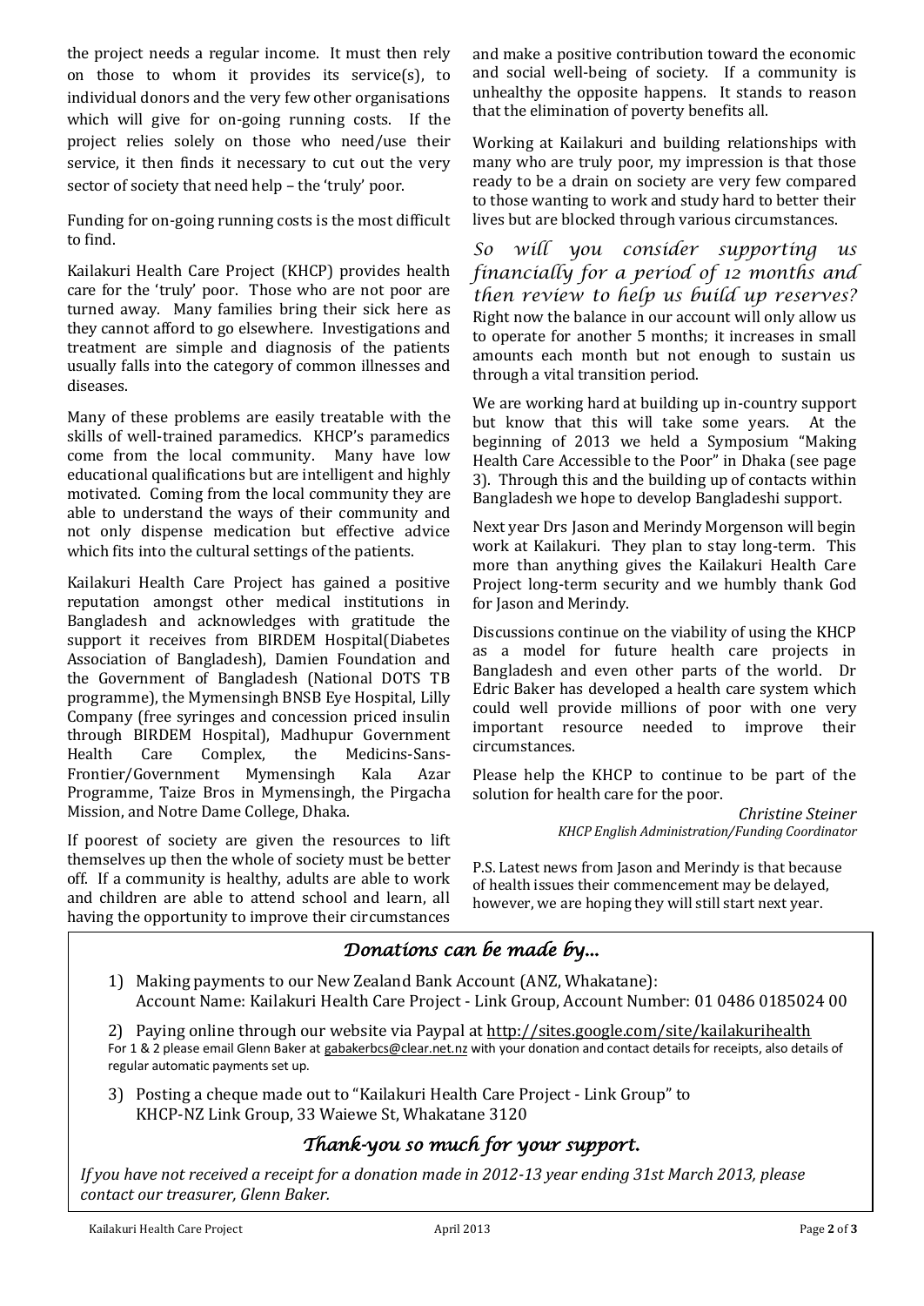the project needs a regular income. It must then rely on those to whom it provides its service(s), to individual donors and the very few other organisations which will give for on-going running costs. If the project relies solely on those who need/use their service, it then finds it necessary to cut out the very sector of society that need help – the 'truly' poor.

Funding for on-going running costs is the most difficult to find.

Kailakuri Health Care Project (KHCP) provides health care for the 'truly' poor. Those who are not poor are turned away. Many families bring their sick here as they cannot afford to go elsewhere. Investigations and treatment are simple and diagnosis of the patients usually falls into the category of common illnesses and diseases.

Many of these problems are easily treatable with the skills of well-trained paramedics. KHCP's paramedics come from the local community. Many have low educational qualifications but are intelligent and highly motivated. Coming from the local community they are able to understand the ways of their community and not only dispense medication but effective advice which fits into the cultural settings of the patients.

Kailakuri Health Care Project has gained a positive reputation amongst other medical institutions in Bangladesh and acknowledges with gratitude the support it receives from BIRDEM Hospital(Diabetes Association of Bangladesh), Damien Foundation and the Government of Bangladesh (National DOTS TB programme), the Mymensingh BNSB Eye Hospital, Lilly Company (free syringes and concession priced insulin through BIRDEM Hospital), Madhupur Government Health Care Complex, the Medicins-Sans-Frontier/Government Mymensingh Kala Azar Programme, Taize Bros in Mymensingh, the Pirgacha Mission, and Notre Dame College, Dhaka.

If poorest of society are given the resources to lift themselves up then the whole of society must be better off. If a community is healthy, adults are able to work and children are able to attend school and learn, all having the opportunity to improve their circumstances and make a positive contribution toward the economic and social well-being of society. If a community is unhealthy the opposite happens. It stands to reason that the elimination of poverty benefits all.

Working at Kailakuri and building relationships with many who are truly poor, my impression is that those ready to be a drain on society are very few compared to those wanting to work and study hard to better their lives but are blocked through various circumstances.

*So will you consider supporting us financially for a period of 12 months and then review to help us build up reserves?* Right now the balance in our account will only allow us to operate for another 5 months; it increases in small amounts each month but not enough to sustain us through a vital transition period.

We are working hard at building up in-country support but know that this will take some years. At the beginning of 2013 we held a Symposium "Making Health Care Accessible to the Poor" in Dhaka (see page 3). Through this and the building up of contacts within Bangladesh we hope to develop Bangladeshi support.

Next year Drs Jason and Merindy Morgenson will begin work at Kailakuri. They plan to stay long-term. This more than anything gives the Kailakuri Health Care Project long-term security and we humbly thank God for Jason and Merindy.

Discussions continue on the viability of using the KHCP as a model for future health care projects in Bangladesh and even other parts of the world. Dr Edric Baker has developed a health care system which could well provide millions of poor with one very important resource needed to improve their circumstances.

Please help the KHCP to continue to be part of the solution for health care for the poor.

*Christine Steiner*
*KHCP English Administration/Funding Coordinator*

P.S. Latest news from Jason and Merindy is that because of health issues their commencement may be delayed, however, we are hoping they will still start next year.

## *Donations can be made by...*

1) Making payments to our New Zealand Bank Account (ANZ, Whakatane):
   Account Name: Kailakuri Health Care Project - Link Group, Account Number: 01 0486 0185024 00

2) Paying online through our website via Paypal at http://sites.google.com/site/kailakurihealth
   For 1 & 2 please email Glenn Baker at gabakerbcs@clear.net.nz with your donation and contact details for receipts, also details of regular automatic payments set up.

3) Posting a cheque made out to "Kailakuri Health Care Project - Link Group" to
   KHCP-NZ Link Group, 33 Waiewe St, Whakatane 3120

## *Thank-you so much for your support.*

*If you have not received a receipt for a donation made in 2012-13 year ending 31st March 2013, please contact our treasurer, Glenn Baker.*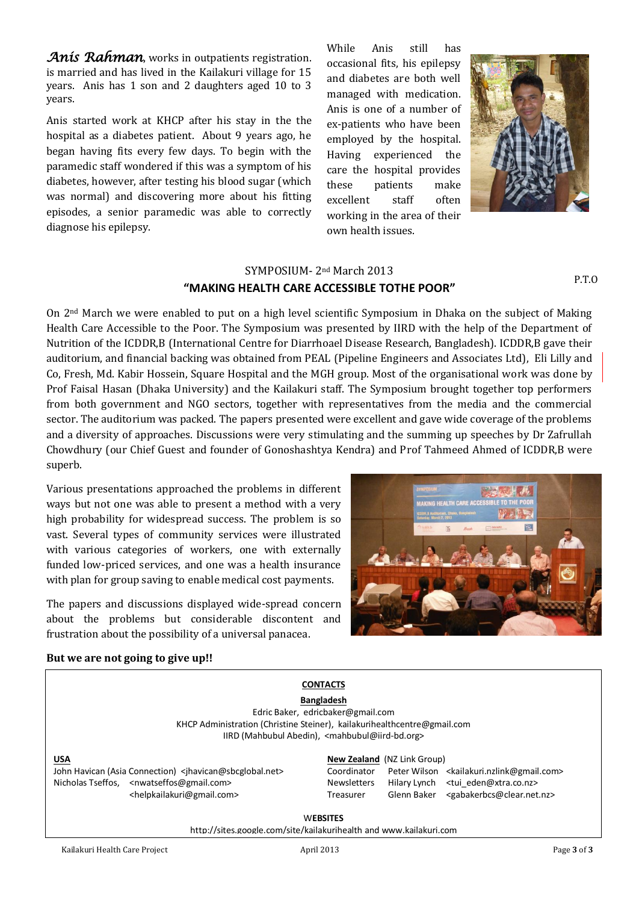***Anis Rahman***, works in outpatients registration. is married and has lived in the Kailakuri village for 15 years. Anis has 1 son and 2 daughters aged 10 to 3 years.

Anis started work at KHCP after his stay in the the hospital as a diabetes patient. About 9 years ago, he began having fits every few days. To begin with the paramedic staff wondered if this was a symptom of his diabetes, however, after testing his blood sugar (which was normal) and discovering more about his fitting episodes, a senior paramedic was able to correctly diagnose his epilepsy.

While Anis still has occasional fits, his epilepsy and diabetes are both well managed with medication. Anis is one of a number of ex-patients who have been employed by the hospital. Having experienced the care the hospital provides these patients make excellent staff often working in the area of their own health issues.

P.T.O

SYMPOSIUM- 2nd March 2013

## "MAKING HEALTH CARE ACCESSIBLE TOTHE POOR"

On 2nd March we were enabled to put on a high level scientific Symposium in Dhaka on the subject of Making Health Care Accessible to the Poor. The Symposium was presented by IIRD with the help of the Department of Nutrition of the ICDDR,B (International Centre for Diarrhoael Disease Research, Bangladesh). ICDDR,B gave their auditorium, and financial backing was obtained from PEAL (Pipeline Engineers and Associates Ltd), Eli Lilly and Co, Fresh, Md. Kabir Hossein, Square Hospital and the MGH group. Most of the organisational work was done by Prof Faisal Hasan (Dhaka University) and the Kailakuri staff. The Symposium brought together top performers from both government and NGO sectors, together with representatives from the media and the commercial sector. The auditorium was packed. The papers presented were excellent and gave wide coverage of the problems and a diversity of approaches. Discussions were very stimulating and the summing up speeches by Dr Zafrullah Chowdhury (our Chief Guest and founder of Gonoshashtya Kendra) and Prof Tahmeed Ahmed of ICDDR,B were superb.

Various presentations approached the problems in different ways but not one was able to present a method with a very high probability for widespread success. The problem is so vast. Several types of community services were illustrated with various categories of workers, one with externally funded low-priced services, and one was a health insurance with plan for group saving to enable medical cost payments.

The papers and discussions displayed wide-spread concern about the problems but considerable discontent and frustration about the possibility of a universal panacea.

**But we are not going to give up!!**

**CONTACTS**

**Bangladesh**

Edric Baker, edricbaker@gmail.com
KHCP Administration (Christine Steiner), kailakurihealthcentre@gmail.com
IIRD (Mahbubul Abedin), <mahbubul@iird-bd.org>

**USA**

John Havican (Asia Connection) <jhavican@sbcglobal.net>
Nicholas Tseffos, <nwatseffos@gmail.com>
<helpkailakuri@gmail.com>

**New Zealand** (NZ Link Group)

Coordinator Peter Wilson <kailakuri.nzlink@gmail.com>
Newsletters Hilary Lynch <tui_eden@xtra.co.nz>
Treasurer Glenn Baker <gabakerbcs@clear.net.nz>

**WEBSITES**

http://sites.google.com/site/kailakurihealth and www.kailakuri.com